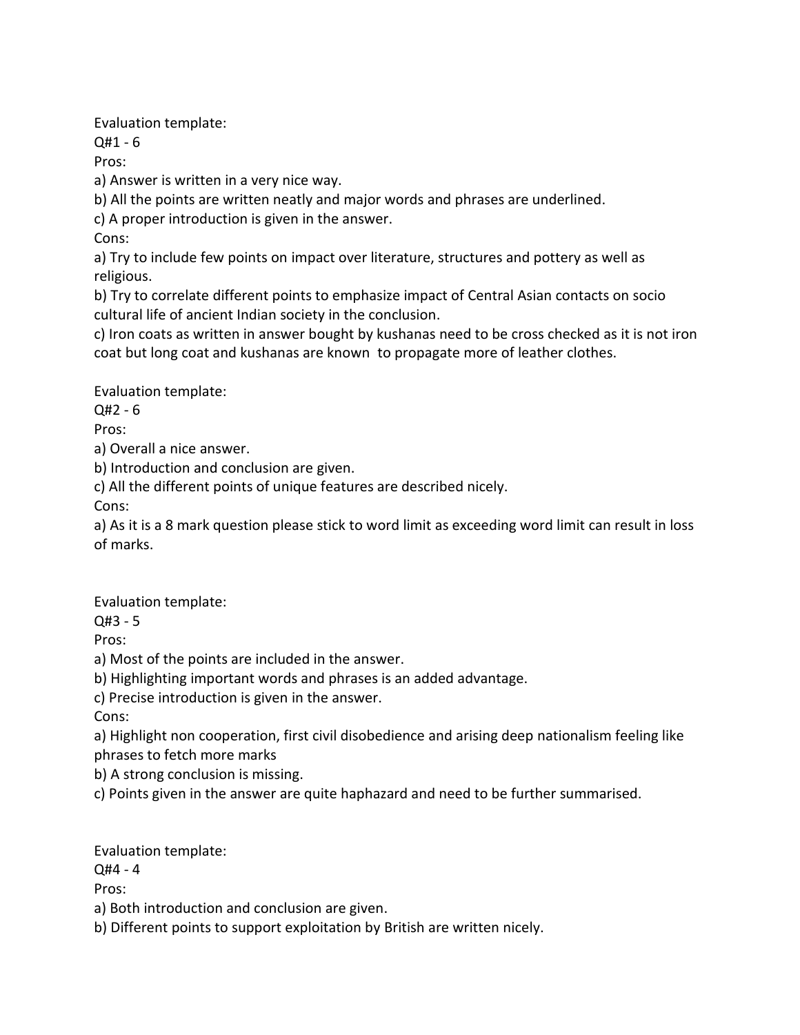Evaluation template:

Q#1 - 6

Pros:

a) Answer is written in a very nice way.

b) All the points are written neatly and major words and phrases are underlined.

c) A proper introduction is given in the answer.

Cons:

a) Try to include few points on impact over literature, structures and pottery as well as religious.

b) Try to correlate different points to emphasize impact of Central Asian contacts on socio cultural life of ancient Indian society in the conclusion.

c) Iron coats as written in answer bought by kushanas need to be cross checked as it is not iron coat but long coat and kushanas are known to propagate more of leather clothes.

Evaluation template:

Q#2 - 6

Pros:

a) Overall a nice answer.

b) Introduction and conclusion are given.

c) All the different points of unique features are described nicely.

Cons:

a) As it is a 8 mark question please stick to word limit as exceeding word limit can result in loss of marks.

Evaluation template:

Q#3 - 5

Pros:

a) Most of the points are included in the answer.

b) Highlighting important words and phrases is an added advantage.

c) Precise introduction is given in the answer.

Cons:

a) Highlight non cooperation, first civil disobedience and arising deep nationalism feeling like phrases to fetch more marks

b) A strong conclusion is missing.

c) Points given in the answer are quite haphazard and need to be further summarised.

Evaluation template:

Q#4 - 4

Pros:

a) Both introduction and conclusion are given.

b) Different points to support exploitation by British are written nicely.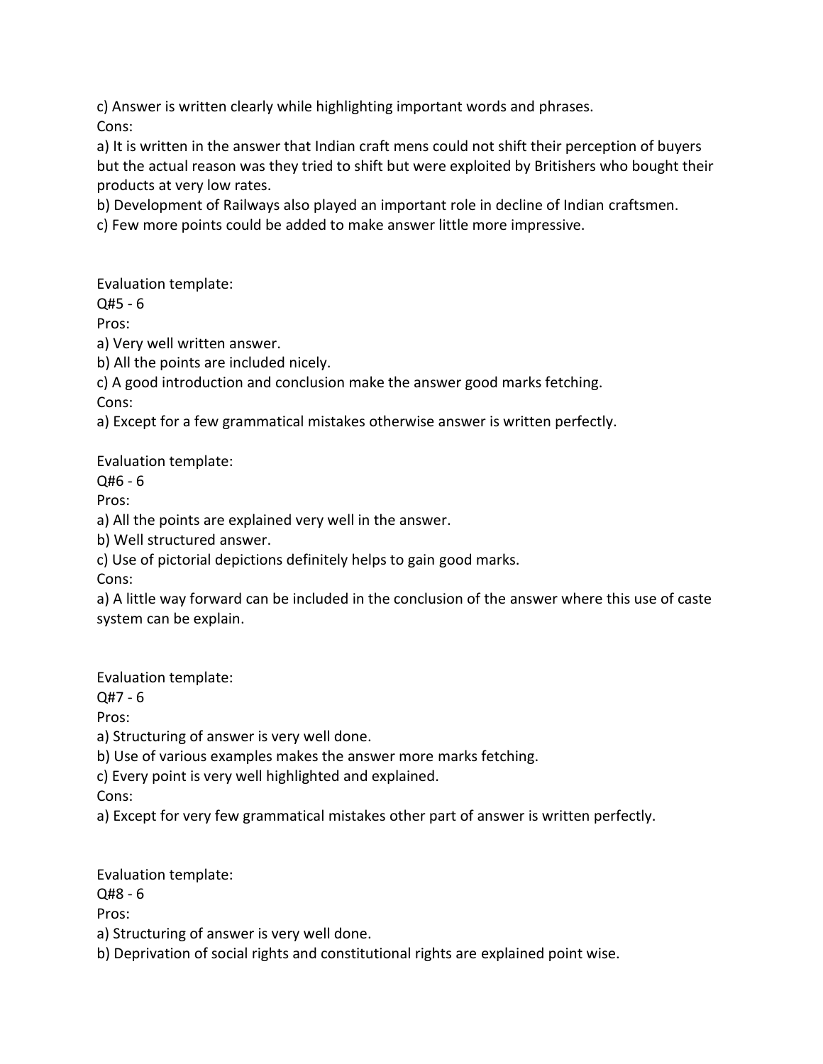c) Answer is written clearly while highlighting important words and phrases.

Cons:

a) It is written in the answer that Indian craft mens could not shift their perception of buyers but the actual reason was they tried to shift but were exploited by Britishers who bought their products at very low rates.

b) Development of Railways also played an important role in decline of Indian craftsmen.

c) Few more points could be added to make answer little more impressive.

Evaluation template:

Q#5 - 6

Pros:

a) Very well written answer.

b) All the points are included nicely.

c) A good introduction and conclusion make the answer good marks fetching.

Cons:

a) Except for a few grammatical mistakes otherwise answer is written perfectly.

Evaluation template:

Q#6 - 6

Pros:

a) All the points are explained very well in the answer.

b) Well structured answer.

c) Use of pictorial depictions definitely helps to gain good marks.

Cons:

a) A little way forward can be included in the conclusion of the answer where this use of caste system can be explain.

Evaluation template:

Q#7 - 6

Pros:

a) Structuring of answer is very well done.

b) Use of various examples makes the answer more marks fetching.

c) Every point is very well highlighted and explained.

Cons:

a) Except for very few grammatical mistakes other part of answer is written perfectly.

Evaluation template:

Q#8 - 6

Pros:

a) Structuring of answer is very well done.

b) Deprivation of social rights and constitutional rights are explained point wise.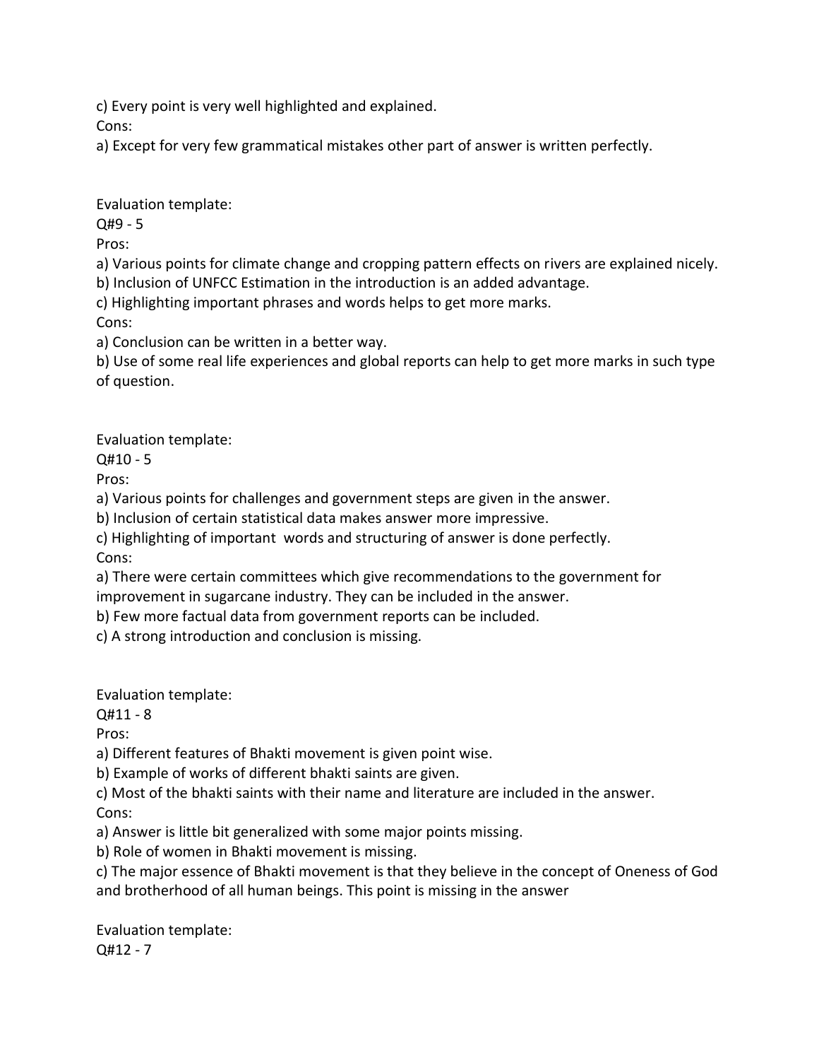c) Every point is very well highlighted and explained.

Cons:

a) Except for very few grammatical mistakes other part of answer is written perfectly.

Evaluation template:

Q#9 - 5

Pros:

a) Various points for climate change and cropping pattern effects on rivers are explained nicely.

b) Inclusion of UNFCC Estimation in the introduction is an added advantage.

c) Highlighting important phrases and words helps to get more marks.

Cons:

a) Conclusion can be written in a better way.

b) Use of some real life experiences and global reports can help to get more marks in such type of question.

Evaluation template:

Q#10 - 5

Pros:

a) Various points for challenges and government steps are given in the answer.

b) Inclusion of certain statistical data makes answer more impressive.

c) Highlighting of important words and structuring of answer is done perfectly.

Cons:

a) There were certain committees which give recommendations to the government for improvement in sugarcane industry. They can be included in the answer.

b) Few more factual data from government reports can be included.

c) A strong introduction and conclusion is missing.

Evaluation template:

Q#11 - 8

Pros:

a) Different features of Bhakti movement is given point wise.

b) Example of works of different bhakti saints are given.

c) Most of the bhakti saints with their name and literature are included in the answer.

Cons:

a) Answer is little bit generalized with some major points missing.

b) Role of women in Bhakti movement is missing.

c) The major essence of Bhakti movement is that they believe in the concept of Oneness of God and brotherhood of all human beings. This point is missing in the answer

Evaluation template:

Q#12 - 7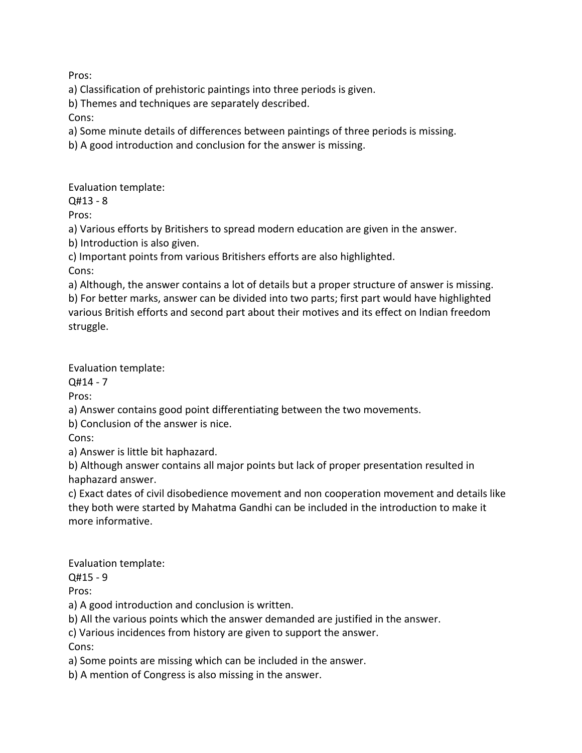Pros:

a) Classification of prehistoric paintings into three periods is given.

b) Themes and techniques are separately described.

Cons:

a) Some minute details of differences between paintings of three periods is missing.

b) A good introduction and conclusion for the answer is missing.

Evaluation template:

Q#13 - 8

Pros:

a) Various efforts by Britishers to spread modern education are given in the answer.

b) Introduction is also given.

c) Important points from various Britishers efforts are also highlighted.

Cons:

a) Although, the answer contains a lot of details but a proper structure of answer is missing.

b) For better marks, answer can be divided into two parts; first part would have highlighted various British efforts and second part about their motives and its effect on Indian freedom struggle.

Evaluation template:

Q#14 - 7

Pros:

a) Answer contains good point differentiating between the two movements.

b) Conclusion of the answer is nice.

Cons:

a) Answer is little bit haphazard.

b) Although answer contains all major points but lack of proper presentation resulted in haphazard answer.

c) Exact dates of civil disobedience movement and non cooperation movement and details like they both were started by Mahatma Gandhi can be included in the introduction to make it more informative.

Evaluation template:

Q#15 - 9

Pros:

a) A good introduction and conclusion is written.

b) All the various points which the answer demanded are justified in the answer.

c) Various incidences from history are given to support the answer.

Cons:

a) Some points are missing which can be included in the answer.

b) A mention of Congress is also missing in the answer.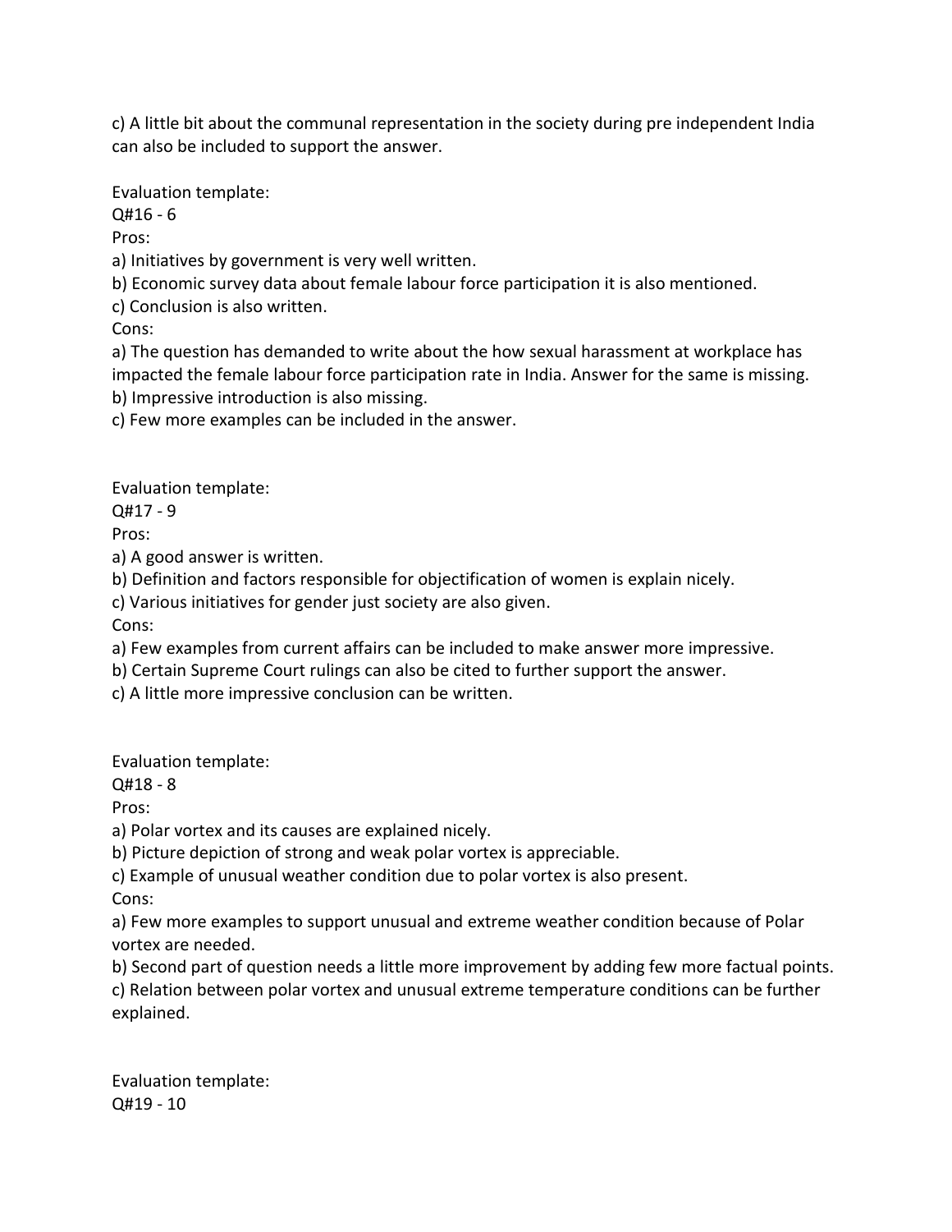c) A little bit about the communal representation in the society during pre independent India can also be included to support the answer.

Evaluation template:
Q#16 - 6
Pros:
a) Initiatives by government is very well written.
b) Economic survey data about female labour force participation it is also mentioned.
c) Conclusion is also written.
Cons:
a) The question has demanded to write about the how sexual harassment at workplace has impacted the female labour force participation rate in India. Answer for the same is missing.
b) Impressive introduction is also missing.
c) Few more examples can be included in the answer.

Evaluation template:
Q#17 - 9
Pros:
a) A good answer is written.
b) Definition and factors responsible for objectification of women is explain nicely.
c) Various initiatives for gender just society are also given.
Cons:
a) Few examples from current affairs can be included to make answer more impressive.
b) Certain Supreme Court rulings can also be cited to further support the answer.
c) A little more impressive conclusion can be written.

Evaluation template:
Q#18 - 8
Pros:
a) Polar vortex and its causes are explained nicely.
b) Picture depiction of strong and weak polar vortex is appreciable.
c) Example of unusual weather condition due to polar vortex is also present.
Cons:
a) Few more examples to support unusual and extreme weather condition because of Polar vortex are needed.
b) Second part of question needs a little more improvement by adding few more factual points.
c) Relation between polar vortex and unusual extreme temperature conditions can be further explained.

Evaluation template:
Q#19 - 10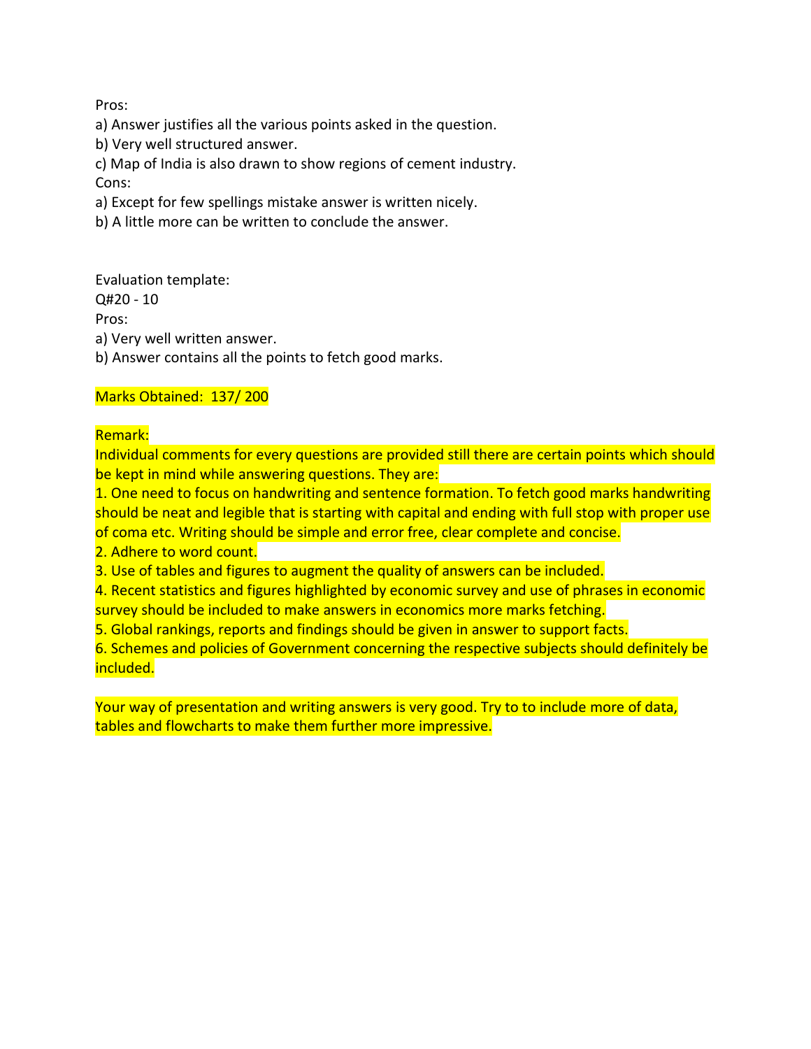Pros:

a) Answer justifies all the various points asked in the question.

b) Very well structured answer.

c) Map of India is also drawn to show regions of cement industry.

Cons:

a) Except for few spellings mistake answer is written nicely.

b) A little more can be written to conclude the answer.

Evaluation template:

Q#20 - 10

Pros:

a) Very well written answer.

b) Answer contains all the points to fetch good marks.

Marks Obtained: 137/ 200

Remark:

Individual comments for every questions are provided still there are certain points which should be kept in mind while answering questions. They are:

1. One need to focus on handwriting and sentence formation. To fetch good marks handwriting should be neat and legible that is starting with capital and ending with full stop with proper use of coma etc. Writing should be simple and error free, clear complete and concise.
2. Adhere to word count.
3. Use of tables and figures to augment the quality of answers can be included.
4. Recent statistics and figures highlighted by economic survey and use of phrases in economic survey should be included to make answers in economics more marks fetching.
5. Global rankings, reports and findings should be given in answer to support facts.
6. Schemes and policies of Government concerning the respective subjects should definitely be included.

Your way of presentation and writing answers is very good. Try to to include more of data, tables and flowcharts to make them further more impressive.